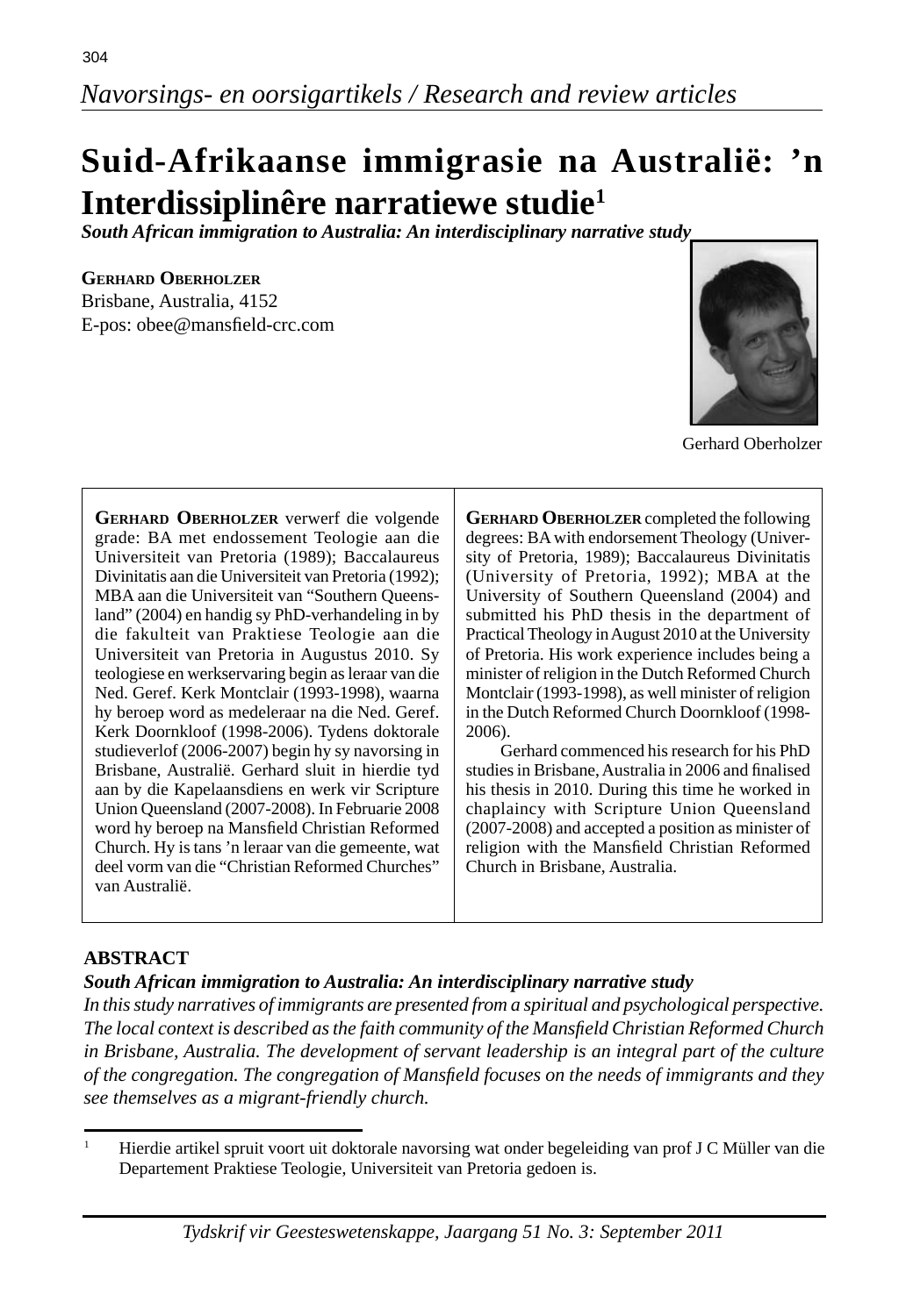*Navorsings- en oorsigartikels / Research and review articles*

# Suid-Afrikaanse immigrasie na Australië: 'n Interdissiplinêre narratiewe studie[1]

***South African immigration to Australia: An interdisciplinary narrative study***

**Gerhard Oberholzer**
Brisbane, Australia, 4152
E-pos: obee@mansfield-crc.com

Gerhard Oberholzer

**Gerhard Oberholzer** verwerf die volgende grade: BA met endossement Teologie aan die Universiteit van Pretoria (1989); Baccalaureus Divinitatis aan die Universiteit van Pretoria (1992); MBA aan die Universiteit van "Southern Queensland" (2004) en handig sy PhD-verhandeling in by die fakulteit van Praktiese Teologie aan die Universiteit van Pretoria in Augustus 2010. Sy teologiese en werkservaring begin as leraar van die Ned. Geref. Kerk Montclair (1993-1998), waarna hy beroep word as medeleraar na die Ned. Geref. Kerk Doornkloof (1998-2006). Tydens doktorale studieverlof (2006-2007) begin hy sy navorsing in Brisbane, Australië. Gerhard sluit in hierdie tyd aan by die Kapelaansdiens en werk vir Scripture Union Queensland (2007-2008). In Februarie 2008 word hy beroep na Mansfield Christian Reformed Church. Hy is tans 'n leraar van die gemeente, wat deel vorm van die "Christian Reformed Churches" van Australië.

**Gerhard Oberholzer** completed the following degrees: BA with endorsement Theology (University of Pretoria, 1989); Baccalaureus Divinitatis (University of Pretoria, 1992); MBA at the University of Southern Queensland (2004) and submitted his PhD thesis in the department of Practical Theology in August 2010 at the University of Pretoria. His work experience includes being a minister of religion in the Dutch Reformed Church Montclair (1993-1998), as well minister of religion in the Dutch Reformed Church Doornkloof (1998-2006).

Gerhard commenced his research for his PhD studies in Brisbane, Australia in 2006 and finalised his thesis in 2010. During this time he worked in chaplaincy with Scripture Union Queensland (2007-2008) and accepted a position as minister of religion with the Mansfield Christian Reformed Church in Brisbane, Australia.

## ABSTRACT

***South African immigration to Australia: An interdisciplinary narrative study***

*In this study narratives of immigrants are presented from a spiritual and psychological perspective. The local context is described as the faith community of the Mansfield Christian Reformed Church in Brisbane, Australia. The development of servant leadership is an integral part of the culture of the congregation. The congregation of Mansfield focuses on the needs of immigrants and they see themselves as a migrant-friendly church.*

---

[1] Hierdie artikel spruit voort uit doktorale navorsing wat onder begeleiding van prof J C Müller van die Departement Praktiese Teologie, Universiteit van Pretoria gedoen is.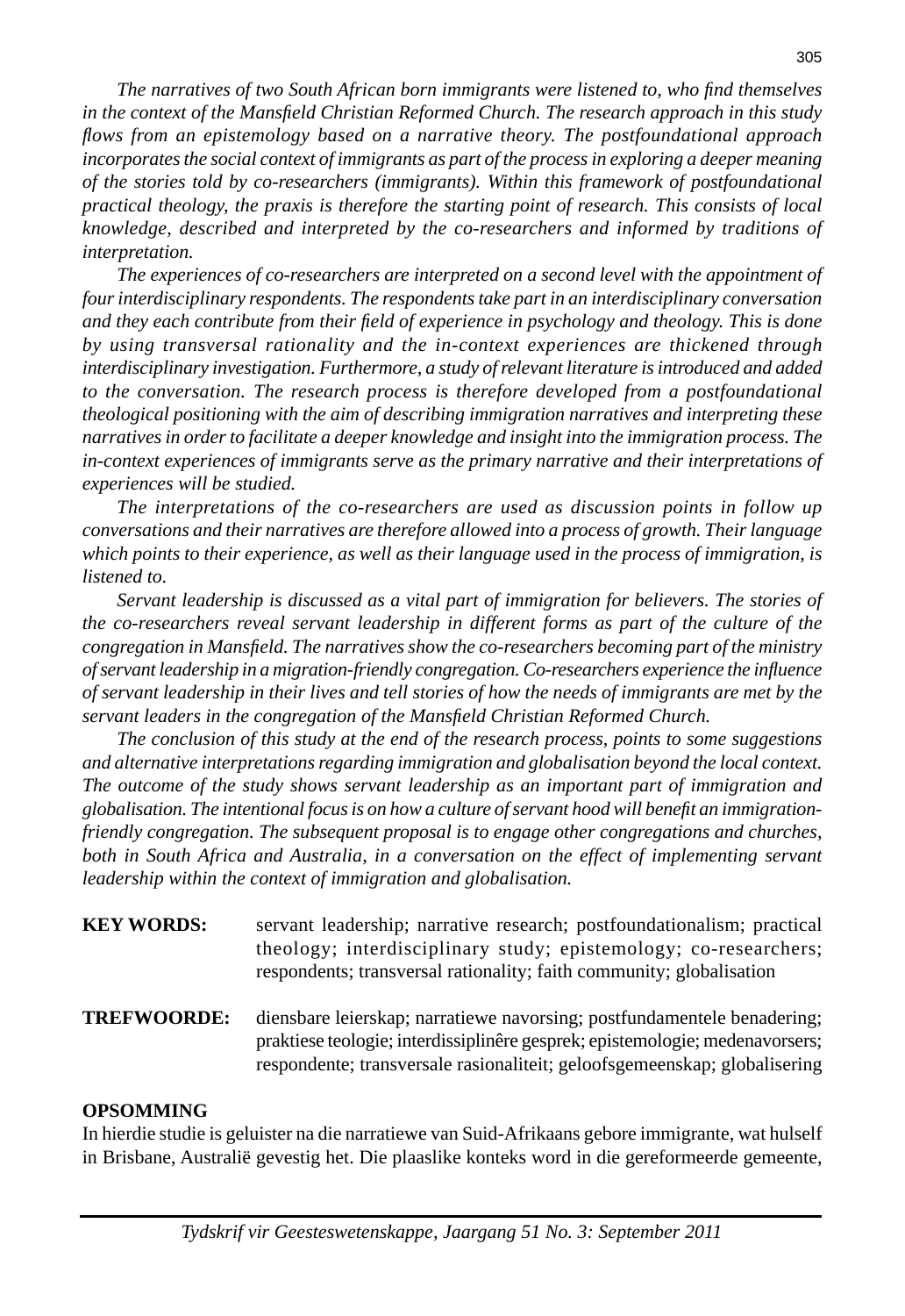*The narratives of two South African born immigrants were listened to, who find themselves in the context of the Mansfield Christian Reformed Church. The research approach in this study flows from an epistemology based on a narrative theory. The postfoundational approach incorporates the social context of immigrants as part of the process in exploring a deeper meaning of the stories told by co-researchers (immigrants). Within this framework of postfoundational practical theology, the praxis is therefore the starting point of research. This consists of local knowledge, described and interpreted by the co-researchers and informed by traditions of interpretation.*

*The experiences of co-researchers are interpreted on a second level with the appointment of four interdisciplinary respondents. The respondents take part in an interdisciplinary conversation and they each contribute from their field of experience in psychology and theology. This is done by using transversal rationality and the in-context experiences are thickened through interdisciplinary investigation. Furthermore, a study of relevant literature is introduced and added to the conversation. The research process is therefore developed from a postfoundational theological positioning with the aim of describing immigration narratives and interpreting these narratives in order to facilitate a deeper knowledge and insight into the immigration process. The in-context experiences of immigrants serve as the primary narrative and their interpretations of experiences will be studied.*

*The interpretations of the co-researchers are used as discussion points in follow up conversations and their narratives are therefore allowed into a process of growth. Their language which points to their experience, as well as their language used in the process of immigration, is listened to.*

*Servant leadership is discussed as a vital part of immigration for believers. The stories of the co-researchers reveal servant leadership in different forms as part of the culture of the congregation in Mansfield. The narratives show the co-researchers becoming part of the ministry of servant leadership in a migration-friendly congregation. Co-researchers experience the influence of servant leadership in their lives and tell stories of how the needs of immigrants are met by the servant leaders in the congregation of the Mansfield Christian Reformed Church.*

*The conclusion of this study at the end of the research process, points to some suggestions and alternative interpretations regarding immigration and globalisation beyond the local context. The outcome of the study shows servant leadership as an important part of immigration and globalisation. The intentional focus is on how a culture of servant hood will benefit an immigration-friendly congregation. The subsequent proposal is to engage other congregations and churches, both in South Africa and Australia, in a conversation on the effect of implementing servant leadership within the context of immigration and globalisation.*

**KEY WORDS:** servant leadership; narrative research; postfoundationalism; practical theology; interdisciplinary study; epistemology; co-researchers; respondents; transversal rationality; faith community; globalisation

**TREFWOORDE:** diensbare leierskap; narratiewe navorsing; postfundamentele benadering; praktiese teologie; interdissiplinêre gesprek; epistemologie; medenavorsers; respondente; transversale rasionaliteit; geloofsgemeenskap; globalisering

## OPSOMMING

In hierdie studie is geluister na die narratiewe van Suid-Afrikaans gebore immigrante, wat hulself in Brisbane, Australië gevestig het. Die plaaslike konteks word in die gereformeerde gemeente,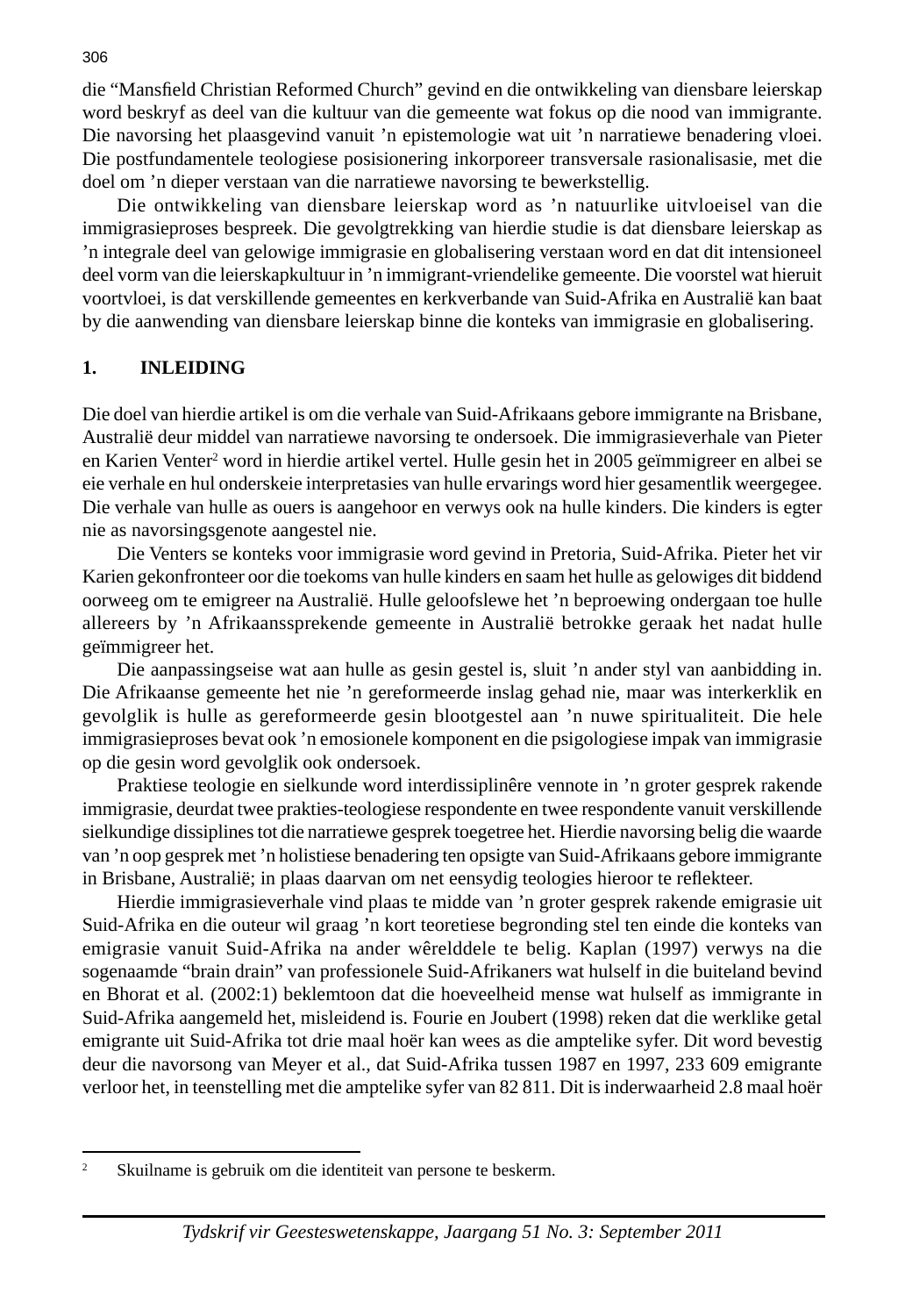die "Mansfield Christian Reformed Church" gevind en die ontwikkeling van diensbare leierskap word beskryf as deel van die kultuur van die gemeente wat fokus op die nood van immigrante. Die navorsing het plaasgevind vanuit 'n epistemologie wat uit 'n narratiewe benadering vloei. Die postfundamentele teologiese posisionering inkorporeer transversale rasionalisasie, met die doel om 'n dieper verstaan van die narratiewe navorsing te bewerkstellig.

Die ontwikkeling van diensbare leierskap word as 'n natuurlike uitvloeisel van die immigrasieproses bespreek. Die gevolgtrekking van hierdie studie is dat diensbare leierskap as 'n integrale deel van gelowige immigrasie en globalisering verstaan word en dat dit intensioneel deel vorm van die leierskapkultuur in 'n immigrant-vriendelike gemeente. Die voorstel wat hieruit voortvloei, is dat verskillende gemeentes en kerkverbande van Suid-Afrika en Australië kan baat by die aanwending van diensbare leierskap binne die konteks van immigrasie en globalisering.

## 1. INLEIDING

Die doel van hierdie artikel is om die verhale van Suid-Afrikaans gebore immigrante na Brisbane, Australië deur middel van narratiewe navorsing te ondersoek. Die immigrasieverhale van Pieter en Karien Venter[2] word in hierdie artikel vertel. Hulle gesin het in 2005 geïmmigreer en albei se eie verhale en hul onderskeie interpretasies van hulle ervarings word hier gesamentlik weergegee. Die verhale van hulle as ouers is aangehoor en verwys ook na hulle kinders. Die kinders is egter nie as navorsingsgenote aangestel nie.

Die Venters se konteks voor immigrasie word gevind in Pretoria, Suid-Afrika. Pieter het vir Karien gekonfronteer oor die toekoms van hulle kinders en saam het hulle as gelowiges dit biddend oorweeg om te emigreer na Australië. Hulle geloofslewe het 'n beproewing ondergaan toe hulle allereers by 'n Afrikaanssprekende gemeente in Australië betrokke geraak het nadat hulle geïmmigreer het.

Die aanpassingseise wat aan hulle as gesin gestel is, sluit 'n ander styl van aanbidding in. Die Afrikaanse gemeente het nie 'n gereformeerde inslag gehad nie, maar was interkerklik en gevolglik is hulle as gereformeerde gesin blootgestel aan 'n nuwe spiritualiteit. Die hele immigrasieproses bevat ook 'n emosionele komponent en die psigologiese impak van immigrasie op die gesin word gevolglik ook ondersoek.

Praktiese teologie en sielkunde word interdissiplinêre vennote in 'n groter gesprek rakende immigrasie, deurdat twee prakties-teologiese respondente en twee respondente vanuit verskillende sielkundige dissiplines tot die narratiewe gesprek toegetree het. Hierdie navorsing belig die waarde van 'n oop gesprek met 'n holistiese benadering ten opsigte van Suid-Afrikaans gebore immigrante in Brisbane, Australië; in plaas daarvan om net eensydig teologies hieroor te reflekteer.

Hierdie immigrasieverhale vind plaas te midde van 'n groter gesprek rakende emigrasie uit Suid-Afrika en die outeur wil graag 'n kort teoretiese begronding stel ten einde die konteks van emigrasie vanuit Suid-Afrika na ander wêrelddele te belig. Kaplan (1997) verwys na die sogenaamde "brain drain" van professionele Suid-Afrikaners wat hulself in die buiteland bevind en Bhorat et al. (2002:1) beklemtoon dat die hoeveelheid mense wat hulself as immigrante in Suid-Afrika aangemeld het, misleidend is. Fourie en Joubert (1998) reken dat die werklike getal emigrante uit Suid-Afrika tot drie maal hoër kan wees as die amptelike syfer. Dit word bevestig deur die navorsong van Meyer et al., dat Suid-Afrika tussen 1987 en 1997, 233 609 emigrante verloor het, in teenstelling met die amptelike syfer van 82 811. Dit is inderwaarheid 2.8 maal hoër

---

[2] Skuilname is gebruik om die identiteit van persone te beskerm.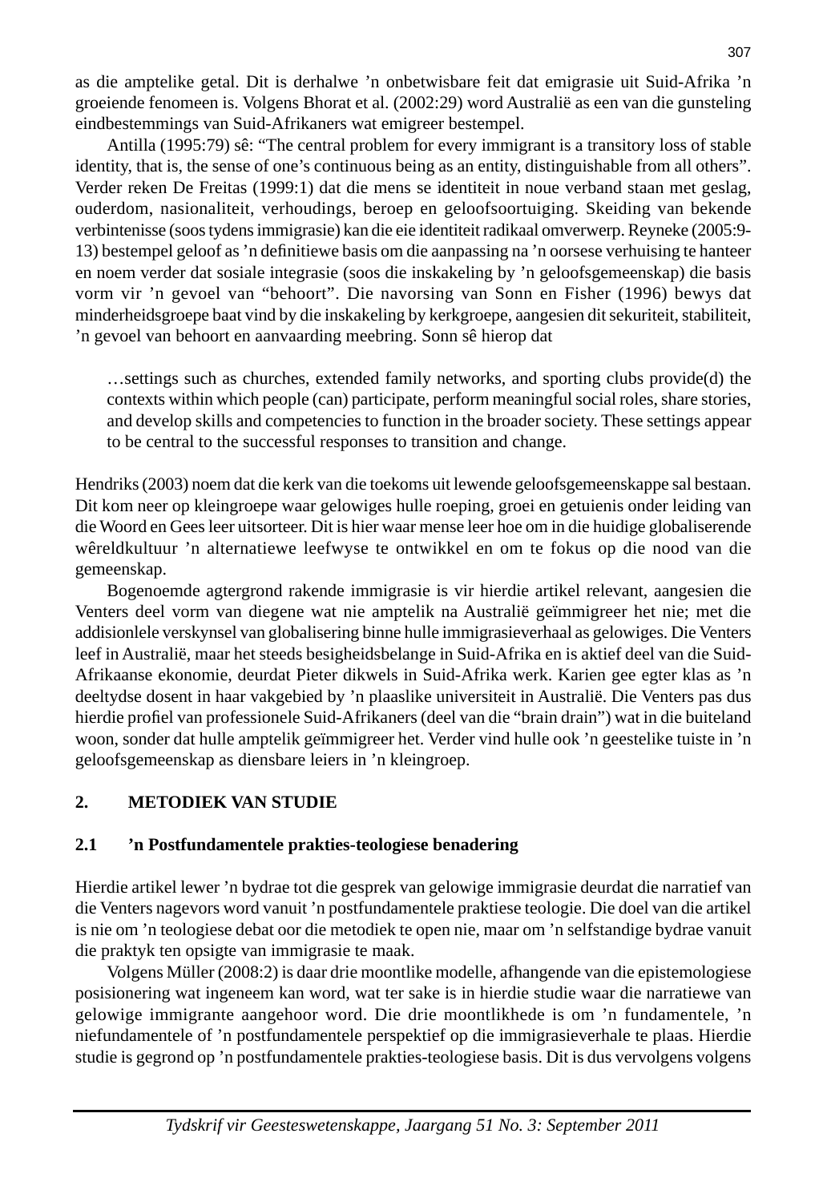as die amptelike getal. Dit is derhalwe ’n onbetwisbare feit dat emigrasie uit Suid-Afrika ’n groeiende fenomeen is. Volgens Bhorat et al. (2002:29) word Australië as een van die gunsteling eindbestemmings van Suid-Afrikaners wat emigreer bestempel.

Antilla (1995:79) sê: “The central problem for every immigrant is a transitory loss of stable identity, that is, the sense of one’s continuous being as an entity, distinguishable from all others”. Verder reken De Freitas (1999:1) dat die mens se identiteit in noue verband staan met geslag, ouderdom, nasionaliteit, verhoudings, beroep en geloofsoortuiging. Skeiding van bekende verbintenisse (soos tydens immigrasie) kan die eie identiteit radikaal omverwerp. Reyneke (2005:9-13) bestempel geloof as ’n definitiewe basis om die aanpassing na ’n oorsese verhuising te hanteer en noem verder dat sosiale integrasie (soos die inskakeling by ’n geloofsgemeenskap) die basis vorm vir ’n gevoel van “behoort”. Die navorsing van Sonn en Fisher (1996) bewys dat minderheidsgroepe baat vind by die inskakeling by kerkgroepe, aangesien dit sekuriteit, stabiliteit, ’n gevoel van behoort en aanvaarding meebring. Sonn sê hierop dat

> …settings such as churches, extended family networks, and sporting clubs provide(d) the contexts within which people (can) participate, perform meaningful social roles, share stories, and develop skills and competencies to function in the broader society. These settings appear to be central to the successful responses to transition and change.

Hendriks (2003) noem dat die kerk van die toekoms uit lewende geloofsgemeenskappe sal bestaan. Dit kom neer op kleingroepe waar gelowiges hulle roeping, groei en getuienis onder leiding van die Woord en Gees leer uitsorteer. Dit is hier waar mense leer hoe om in die huidige globaliserende wêreldkultuur ’n alternatiewe leefwyse te ontwikkel en om te fokus op die nood van die gemeenskap.

Bogenoemde agtergrond rakende immigrasie is vir hierdie artikel relevant, aangesien die Venters deel vorm van diegene wat nie amptelik na Australië geïmmigreer het nie; met die addisionlele verskynsel van globalisering binne hulle immigrasieverhaal as gelowiges. Die Venters leef in Australië, maar het steeds besigheidsbelange in Suid-Afrika en is aktief deel van die Suid-Afrikaanse ekonomie, deurdat Pieter dikwels in Suid-Afrika werk. Karien gee egter klas as ’n deeltydse dosent in haar vakgebied by ’n plaaslike universiteit in Australië. Die Venters pas dus hierdie profiel van professionele Suid-Afrikaners (deel van die “brain drain”) wat in die buiteland woon, sonder dat hulle amptelik geïmmigreer het. Verder vind hulle ook ’n geestelike tuiste in ’n geloofsgemeenskap as diensbare leiers in ’n kleingroep.

## 2. METODIEK VAN STUDIE

### 2.1 ’n Postfundamentele prakties-teologiese benadering

Hierdie artikel lewer ’n bydrae tot die gesprek van gelowige immigrasie deurdat die narratief van die Venters nagevors word vanuit ’n postfundamentele praktiese teologie. Die doel van die artikel is nie om ’n teologiese debat oor die metodiek te open nie, maar om ’n selfstandige bydrae vanuit die praktyk ten opsigte van immigrasie te maak.

Volgens Müller (2008:2) is daar drie moontlike modelle, afhangende van die epistemologiese posisionering wat ingeneem kan word, wat ter sake is in hierdie studie waar die narratiewe van gelowige immigrante aangehoor word. Die drie moontlikhede is om ’n fundamentele, ’n niefundamentele of ’n postfundamentele perspektief op die immigrasieverhale te plaas. Hierdie studie is gegrond op ’n postfundamentele prakties-teologiese basis. Dit is dus vervolgens volgens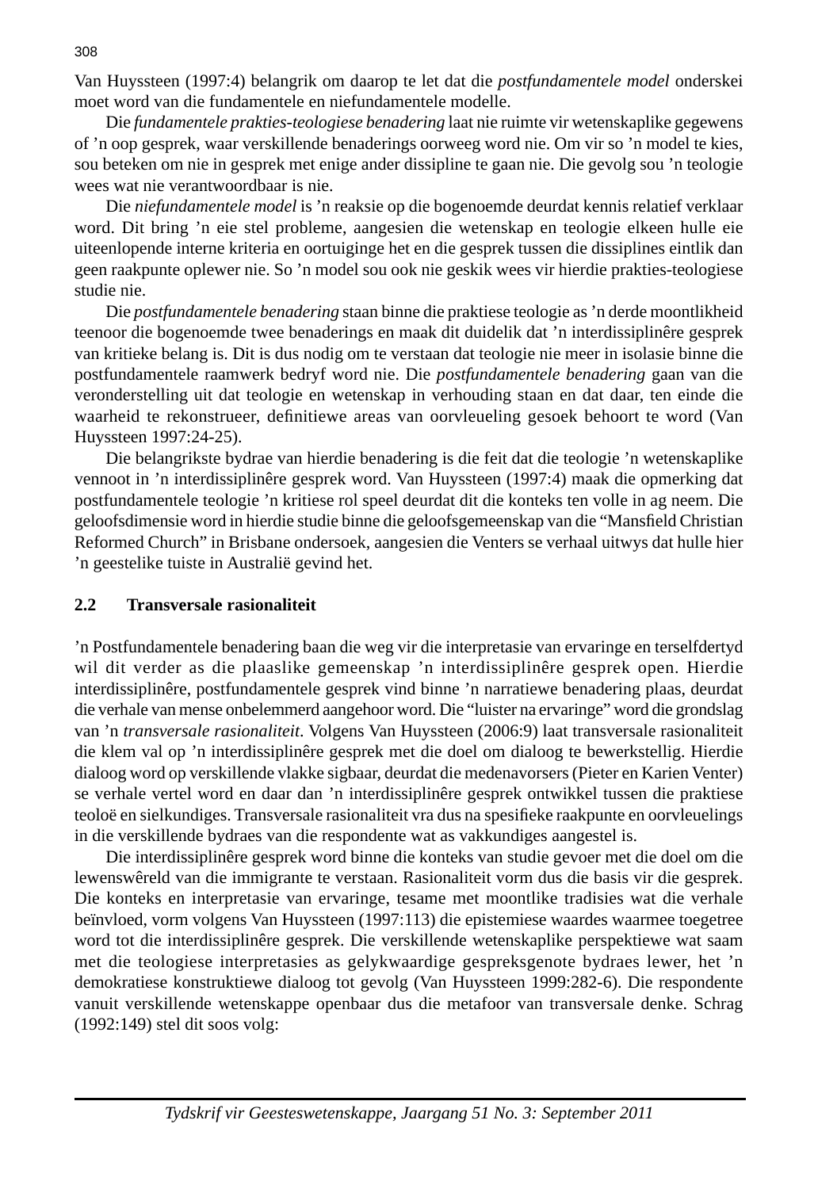Van Huyssteen (1997:4) belangrik om daarop te let dat die *postfundamentele model* onderskei moet word van die fundamentele en niefundamentele modelle.

Die *fundamentele prakties-teologiese benadering* laat nie ruimte vir wetenskaplike gegewens of ’n oop gesprek, waar verskillende benaderings oorweeg word nie. Om vir so ’n model te kies, sou beteken om nie in gesprek met enige ander dissipline te gaan nie. Die gevolg sou ’n teologie wees wat nie verantwoordbaar is nie.

Die *niefundamentele model* is ’n reaksie op die bogenoemde deurdat kennis relatief verklaar word. Dit bring ’n eie stel probleme, aangesien die wetenskap en teologie elkeen hulle eie uiteenlopende interne kriteria en oortuiginge het en die gesprek tussen die dissiplines eintlik dan geen raakpunte oplewer nie. So ’n model sou ook nie geskik wees vir hierdie prakties-teologiese studie nie.

Die *postfundamentele benadering* staan binne die praktiese teologie as ’n derde moontlikheid teenoor die bogenoemde twee benaderings en maak dit duidelik dat ’n interdissiplinêre gesprek van kritieke belang is. Dit is dus nodig om te verstaan dat teologie nie meer in isolasie binne die postfundamentele raamwerk bedryf word nie. Die *postfundamentele benadering* gaan van die veronderstelling uit dat teologie en wetenskap in verhouding staan en dat daar, ten einde die waarheid te rekonstrueer, definitiewe areas van oorvleueling gesoek behoort te word (Van Huyssteen 1997:24-25).

Die belangrikste bydrae van hierdie benadering is die feit dat die teologie ’n wetenskaplike vennoot in ’n interdissiplinêre gesprek word. Van Huyssteen (1997:4) maak die opmerking dat postfundamentele teologie ’n kritiese rol speel deurdat dit die konteks ten volle in ag neem. Die geloofsdimensie word in hierdie studie binne die geloofsgemeenskap van die “Mansfield Christian Reformed Church” in Brisbane ondersoek, aangesien die Venters se verhaal uitwys dat hulle hier ’n geestelike tuiste in Australië gevind het.

## 2.2 Transversale rasionaliteit

’n Postfundamentele benadering baan die weg vir die interpretasie van ervaringe en terselfdertyd wil dit verder as die plaaslike gemeenskap ’n interdissiplinêre gesprek open. Hierdie interdissiplinêre, postfundamentele gesprek vind binne ’n narratiewe benadering plaas, deurdat die verhale van mense onbelemmerd aangehoor word. Die “luister na ervaringe” word die grondslag van ’n *transversale rasionaliteit*. Volgens Van Huyssteen (2006:9) laat transversale rasionaliteit die klem val op ’n interdissiplinêre gesprek met die doel om dialoog te bewerkstellig. Hierdie dialoog word op verskillende vlakke sigbaar, deurdat die medenavorsers (Pieter en Karien Venter) se verhale vertel word en daar dan ’n interdissiplinêre gesprek ontwikkel tussen die praktiese teoloë en sielkundiges. Transversale rasionaliteit vra dus na spesifieke raakpunte en oorvleuelings in die verskillende bydraes van die respondente wat as vakkundiges aangestel is.

Die interdissiplinêre gesprek word binne die konteks van studie gevoer met die doel om die lewenswêreld van die immigrante te verstaan. Rasionaliteit vorm dus die basis vir die gesprek. Die konteks en interpretasie van ervaringe, tesame met moontlike tradisies wat die verhale beïnvloed, vorm volgens Van Huyssteen (1997:113) die epistemiese waardes waarmee toegetree word tot die interdissiplinêre gesprek. Die verskillende wetenskaplike perspektiewe wat saam met die teologiese interpretasies as gelykwaardige gespreksgenote bydraes lewer, het ’n demokratiese konstruktiewe dialoog tot gevolg (Van Huyssteen 1999:282-6). Die respondente vanuit verskillende wetenskappe openbaar dus die metafoor van transversale denke. Schrag (1992:149) stel dit soos volg: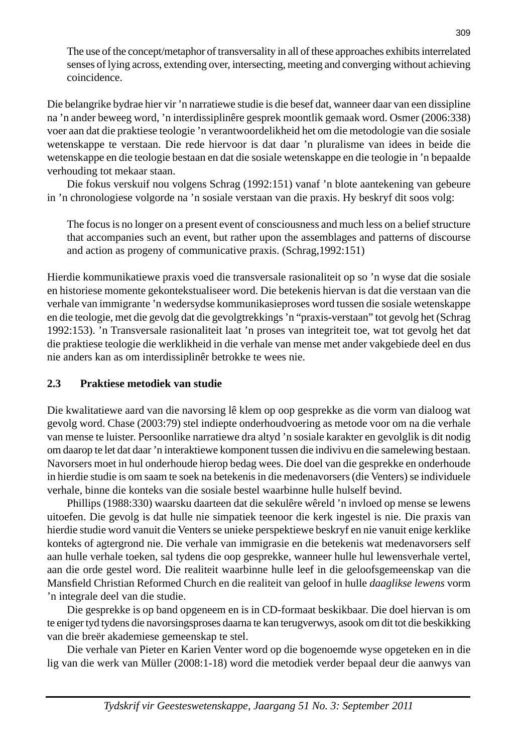> The use of the concept/metaphor of transversality in all of these approaches exhibits interrelated senses of lying across, extending over, intersecting, meeting and converging without achieving coincidence.

Die belangrike bydrae hier vir ’n narratiewe studie is die besef dat, wanneer daar van een dissipline na ’n ander beweeg word, ’n interdissiplinêre gesprek moontlik gemaak word. Osmer (2006:338) voer aan dat die praktiese teologie ’n verantwoordelikheid het om die metodologie van die sosiale wetenskappe te verstaan. Die rede hiervoor is dat daar ’n pluralisme van idees in beide die wetenskappe en die teologie bestaan en dat die sosiale wetenskappe en die teologie in ’n bepaalde verhouding tot mekaar staan.

Die fokus verskuif nou volgens Schrag (1992:151) vanaf ’n blote aantekening van gebeure in ’n chronologiese volgorde na ’n sosiale verstaan van die praxis. Hy beskryf dit soos volg:

> The focus is no longer on a present event of consciousness and much less on a belief structure that accompanies such an event, but rather upon the assemblages and patterns of discourse and action as progeny of communicative praxis. (Schrag,1992:151)

Hierdie kommunikatiewe praxis voed die transversale rasionaliteit op so ’n wyse dat die sosiale en historiese momente gekontekstualiseer word. Die betekenis hiervan is dat die verstaan van die verhale van immigrante ’n wedersydse kommunikasieproses word tussen die sosiale wetenskappe en die teologie, met die gevolg dat die gevolgtrekkings ’n “praxis-verstaan” tot gevolg het (Schrag 1992:153). ’n Transversale rasionaliteit laat ’n proses van integriteit toe, wat tot gevolg het dat die praktiese teologie die werklikheid in die verhale van mense met ander vakgebiede deel en dus nie anders kan as om interdissiplinêr betrokke te wees nie.

### 2.3 Praktiese metodiek van studie

Die kwalitatiewe aard van die navorsing lê klem op oop gesprekke as die vorm van dialoog wat gevolg word. Chase (2003:79) stel indiepte onderhoudvoering as metode voor om na die verhale van mense te luister. Persoonlike narratiewe dra altyd ’n sosiale karakter en gevolglik is dit nodig om daarop te let dat daar ’n interaktiewe komponent tussen die indivivu en die samelewing bestaan. Navorsers moet in hul onderhoude hierop bedag wees. Die doel van die gesprekke en onderhoude in hierdie studie is om saam te soek na betekenis in die medenavorsers (die Venters) se individuele verhale, binne die konteks van die sosiale bestel waarbinne hulle hulself bevind.

Phillips (1988:330) waarsku daarteen dat die sekulêre wêreld ’n invloed op mense se lewens uitoefen. Die gevolg is dat hulle nie simpatiek teenoor die kerk ingestel is nie. Die praxis van hierdie studie word vanuit die Venters se unieke perspektiewe beskryf en nie vanuit enige kerklike konteks of agtergrond nie. Die verhale van immigrasie en die betekenis wat medenavorsers self aan hulle verhale toeken, sal tydens die oop gesprekke, wanneer hulle hul lewensverhale vertel, aan die orde gestel word. Die realiteit waarbinne hulle leef in die geloofsgemeenskap van die Mansfield Christian Reformed Church en die realiteit van geloof in hulle *daaglikse lewens* vorm ’n integrale deel van die studie.

Die gesprekke is op band opgeneem en is in CD-formaat beskikbaar. Die doel hiervan is om te eniger tyd tydens die navorsingsproses daarna te kan terugverwys, asook om dit tot die beskikking van die breër akademiese gemeenskap te stel.

Die verhale van Pieter en Karien Venter word op die bogenoemde wyse opgeteken en in die lig van die werk van Müller (2008:1-18) word die metodiek verder bepaal deur die aanwys van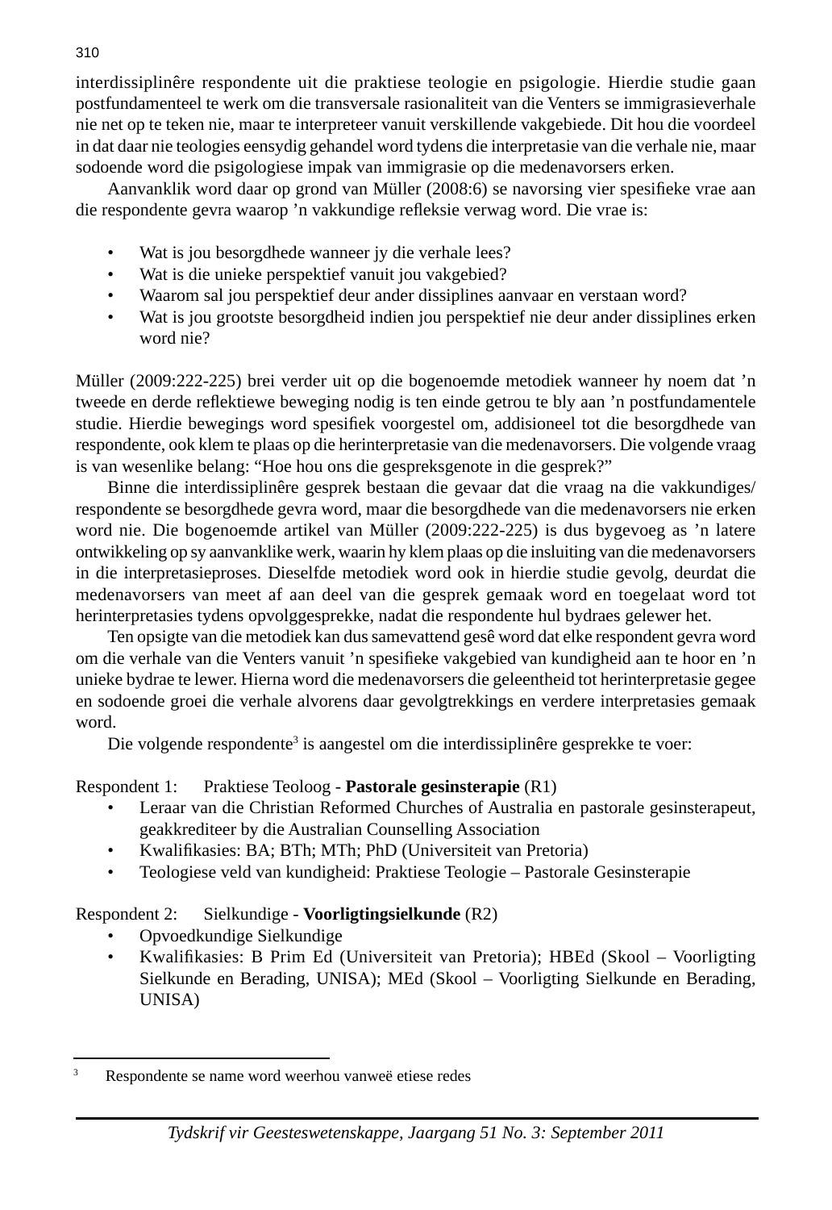interdissiplinêre respondente uit die praktiese teologie en psigologie. Hierdie studie gaan postfundamenteel te werk om die transversale rasionaliteit van die Venters se immigrasieverhale nie net op te teken nie, maar te interpreteer vanuit verskillende vakgebiede. Dit hou die voordeel in dat daar nie teologies eensydig gehandel word tydens die interpretasie van die verhale nie, maar sodoende word die psigologiese impak van immigrasie op die medenavorsers erken.

Aanvanklik word daar op grond van Müller (2008:6) se navorsing vier spesifieke vrae aan die respondente gevra waarop 'n vakkundige refleksie verwag word. Die vrae is:

- Wat is jou besorgdhede wanneer jy die verhale lees?
- Wat is die unieke perspektief vanuit jou vakgebied?
- Waarom sal jou perspektief deur ander dissiplines aanvaar en verstaan word?
- Wat is jou grootste besorgdheid indien jou perspektief nie deur ander dissiplines erken word nie?

Müller (2009:222-225) brei verder uit op die bogenoemde metodiek wanneer hy noem dat 'n tweede en derde reflektiewe beweging nodig is ten einde getrou te bly aan 'n postfundamentele studie. Hierdie bewegings word spesifiek voorgestel om, addisioneel tot die besorgdhede van respondente, ook klem te plaas op die herinterpretasie van die medenavorsers. Die volgende vraag is van wesenlike belang: "Hoe hou ons die gespreksgenote in die gesprek?"

Binne die interdissiplinêre gesprek bestaan die gevaar dat die vraag na die vakkundiges/ respondente se besorgdhede gevra word, maar die besorgdhede van die medenavorsers nie erken word nie. Die bogenoemde artikel van Müller (2009:222-225) is dus bygevoeg as 'n latere ontwikkeling op sy aanvanklike werk, waarin hy klem plaas op die insluiting van die medenavorsers in die interpretasieproses. Dieselfde metodiek word ook in hierdie studie gevolg, deurdat die medenavorsers van meet af aan deel van die gesprek gemaak word en toegelaat word tot herinterpretasies tydens opvolggesprekke, nadat die respondente hul bydraes gelewer het.

Ten opsigte van die metodiek kan dus samevattend gesê word dat elke respondent gevra word om die verhale van die Venters vanuit 'n spesifieke vakgebied van kundigheid aan te hoor en 'n unieke bydrae te lewer. Hierna word die medenavorsers die geleentheid tot herinterpretasie gegee en sodoende groei die verhale alvorens daar gevolgtrekkings en verdere interpretasies gemaak word.

Die volgende respondente[3] is aangestel om die interdissiplinêre gesprekke te voer:

Respondent 1: Praktiese Teoloog - **Pastorale gesinsterapie** (R1)

- Leraar van die Christian Reformed Churches of Australia en pastorale gesinsterapeut, geakkrediteer by die Australian Counselling Association
- Kwalifikasies: BA; BTh; MTh; PhD (Universiteit van Pretoria)
- Teologiese veld van kundigheid: Praktiese Teologie – Pastorale Gesinsterapie

Respondent 2: Sielkundige - **Voorligtingsielkunde** (R2)

- Opvoedkundige Sielkundige
- Kwalifikasies: B Prim Ed (Universiteit van Pretoria); HBEd (Skool – Voorligting Sielkunde en Berading, UNISA); MEd (Skool – Voorligting Sielkunde en Berading, UNISA)

---

[3] Respondente se name word weerhou vanweë etiese redes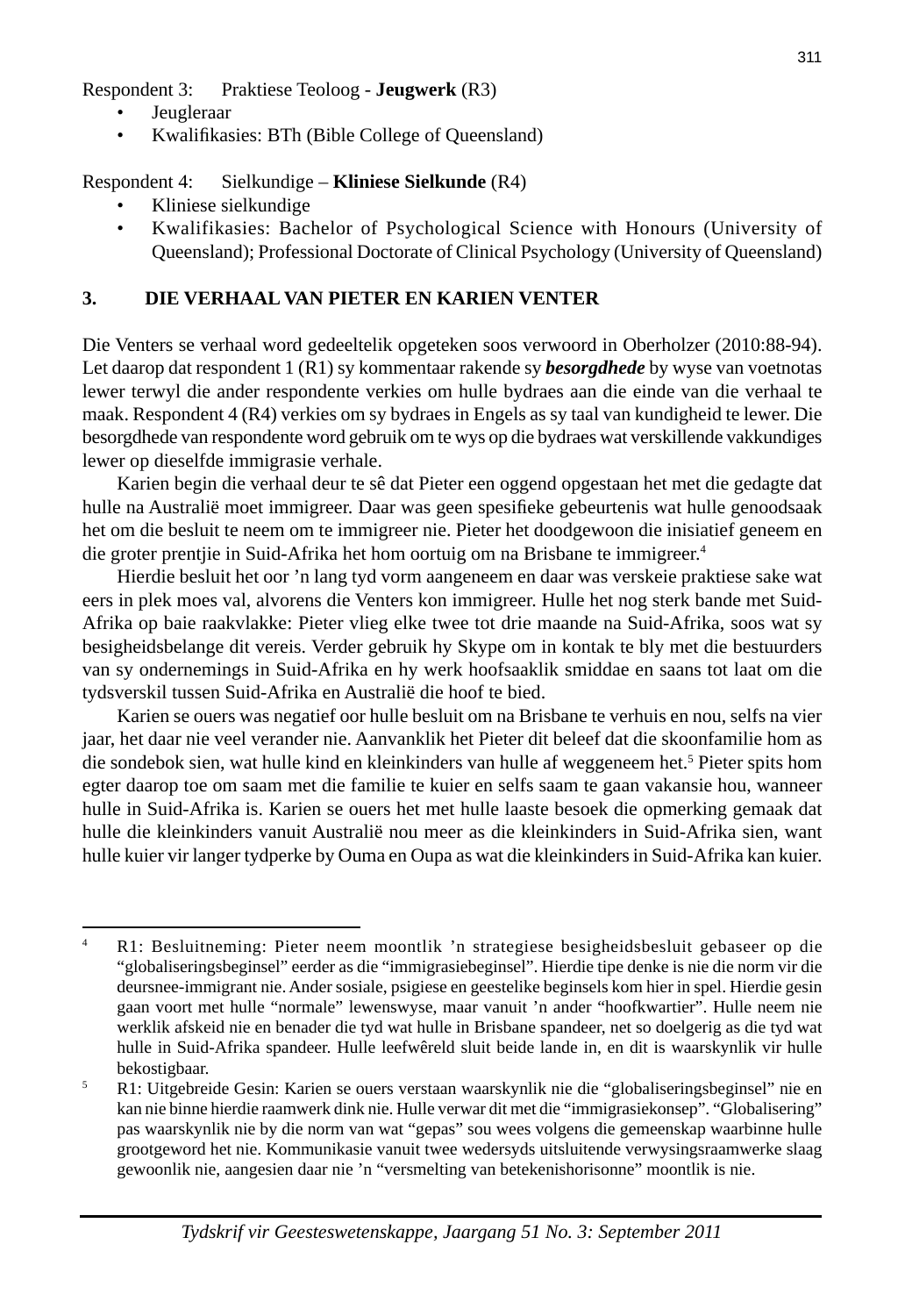Respondent 3: Praktiese Teoloog - **Jeugwerk** (R3)

- Jeugleraar
- Kwalifikasies: BTh (Bible College of Queensland)

Respondent 4: Sielkundige – **Kliniese Sielkunde** (R4)

- Kliniese sielkundige
- Kwalifikasies: Bachelor of Psychological Science with Honours (University of Queensland); Professional Doctorate of Clinical Psychology (University of Queensland)

## 3. DIE VERHAAL VAN PIETER EN KARIEN VENTER

Die Venters se verhaal word gedeeltelik opgeteken soos verwoord in Oberholzer (2010:88-94). Let daarop dat respondent 1 (R1) sy kommentaar rakende sy ***besorgdhede*** by wyse van voetnotas lewer terwyl die ander respondente verkies om hulle bydraes aan die einde van die verhaal te maak. Respondent 4 (R4) verkies om sy bydraes in Engels as sy taal van kundigheid te lewer. Die besorgdhede van respondente word gebruik om te wys op die bydraes wat verskillende vakkundiges lewer op dieselfde immigrasie verhale.

Karien begin die verhaal deur te sê dat Pieter een oggend opgestaan het met die gedagte dat hulle na Australië moet immigreer. Daar was geen spesifieke gebeurtenis wat hulle genoodsaak het om die besluit te neem om te immigreer nie. Pieter het doodgewoon die inisiatief geneem en die groter prentjie in Suid-Afrika het hom oortuig om na Brisbane te immigreer.[4]

Hierdie besluit het oor 'n lang tyd vorm aangeneem en daar was verskeie praktiese sake wat eers in plek moes val, alvorens die Venters kon immigreer. Hulle het nog sterk bande met Suid-Afrika op baie raakvlakke: Pieter vlieg elke twee tot drie maande na Suid-Afrika, soos wat sy besigheidsbelange dit vereis. Verder gebruik hy Skype om in kontak te bly met die bestuurders van sy ondernemings in Suid-Afrika en hy werk hoofsaaklik smiddae en saans tot laat om die tydsverskil tussen Suid-Afrika en Australië die hoof te bied.

Karien se ouers was negatief oor hulle besluit om na Brisbane te verhuis en nou, selfs na vier jaar, het daar nie veel verander nie. Aanvanklik het Pieter dit beleef dat die skoonfamilie hom as die sondebok sien, wat hulle kind en kleinkinders van hulle af weggeneem het.[5] Pieter spits hom egter daarop toe om saam met die familie te kuier en selfs saam te gaan vakansie hou, wanneer hulle in Suid-Afrika is. Karien se ouers het met hulle laaste besoek die opmerking gemaak dat hulle die kleinkinders vanuit Australië nou meer as die kleinkinders in Suid-Afrika sien, want hulle kuier vir langer tydperke by Ouma en Oupa as wat die kleinkinders in Suid-Afrika kan kuier.

---

[4] R1: Besluitneming: Pieter neem moontlik 'n strategiese besigheidsbesluit gebaseer op die "globaliseringsbeginsel" eerder as die "immigrasiebeginsel". Hierdie tipe denke is nie die norm vir die deursnee-immigrant nie. Ander sosiale, psigiese en geestelike beginsels kom hier in spel. Hierdie gesin gaan voort met hulle "normale" lewenswyse, maar vanuit 'n ander "hoofkwartier". Hulle neem nie werklik afskeid nie en benader die tyd wat hulle in Brisbane spandeer, net so doelgerig as die tyd wat hulle in Suid-Afrika spandeer. Hulle leefwêreld sluit beide lande in, en dit is waarskynlik vir hulle bekostigbaar.

[5] R1: Uitgebreide Gesin: Karien se ouers verstaan waarskynlik nie die "globaliseringsbeginsel" nie en kan nie binne hierdie raamwerk dink nie. Hulle verwar dit met die "immigrasiekonsep". "Globalisering" pas waarskynlik nie by die norm van wat "gepas" sou wees volgens die gemeenskap waarbinne hulle grootgeword het nie. Kommunikasie vanuit twee wedersyds uitsluitende verwysingsraamwerke slaag gewoonlik nie, aangesien daar nie 'n "versmelting van betekenishorisonne" moontlik is nie.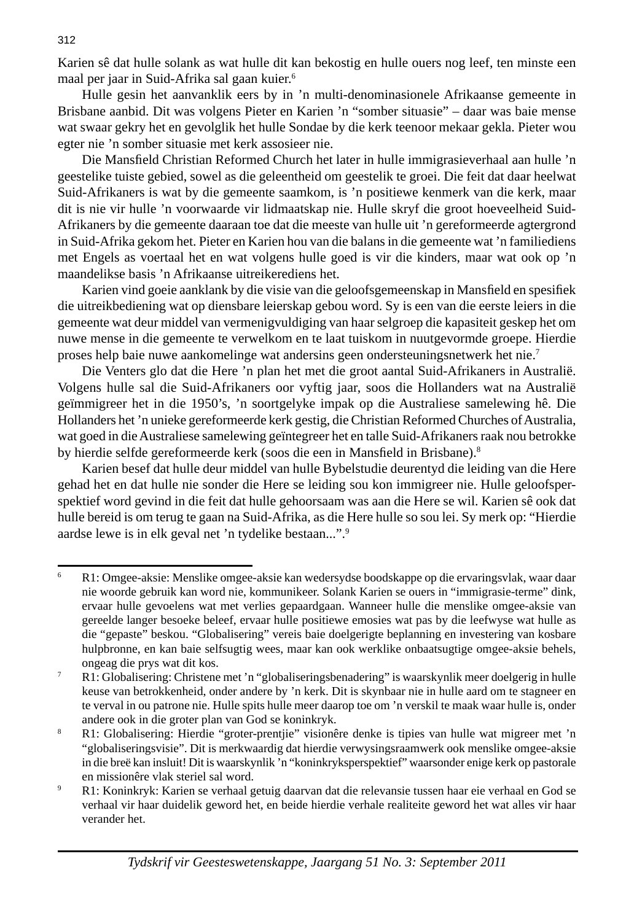Karien sê dat hulle solank as wat hulle dit kan bekostig en hulle ouers nog leef, ten minste een maal per jaar in Suid-Afrika sal gaan kuier.[6]

Hulle gesin het aanvanklik eers by in ’n multi-denominasionele Afrikaanse gemeente in Brisbane aanbid. Dit was volgens Pieter en Karien ’n “somber situasie” – daar was baie mense wat swaar gekry het en gevolglik het hulle Sondae by die kerk teenoor mekaar gekla. Pieter wou egter nie ’n somber situasie met kerk assosieer nie.

Die Mansfield Christian Reformed Church het later in hulle immigrasieverhaal aan hulle ’n geestelike tuiste gebied, sowel as die geleentheid om geestelik te groei. Die feit dat daar heelwat Suid-Afrikaners is wat by die gemeente saamkom, is ’n positiewe kenmerk van die kerk, maar dit is nie vir hulle ’n voorwaarde vir lidmaatskap nie. Hulle skryf die groot hoeveelheid Suid-Afrikaners by die gemeente daaraan toe dat die meeste van hulle uit ’n gereformeerde agtergrond in Suid-Afrika gekom het. Pieter en Karien hou van die balans in die gemeente wat ’n familiediens met Engels as voertaal het en wat volgens hulle goed is vir die kinders, maar wat ook op ’n maandelikse basis ’n Afrikaanse uitreikerediens het.

Karien vind goeie aanklank by die visie van die geloofsgemeenskap in Mansfield en spesifiek die uitreikbediening wat op diensbare leierskap gebou word. Sy is een van die eerste leiers in die gemeente wat deur middel van vermenigvuldiging van haar selgroep die kapasiteit geskep het om nuwe mense in die gemeente te verwelkom en te laat tuiskom in nuutgevormde groepe. Hierdie proses help baie nuwe aankomelinge wat andersins geen ondersteuningsnetwerk het nie.[7]

Die Venters glo dat die Here ’n plan het met die groot aantal Suid-Afrikaners in Australië. Volgens hulle sal die Suid-Afrikaners oor vyftig jaar, soos die Hollanders wat na Australië geïmmigreer het in die 1950’s, ’n soortgelyke impak op die Australiese samelewing hê. Die Hollanders het ’n unieke gereformeerde kerk gestig, die Christian Reformed Churches of Australia, wat goed in die Australiese samelewing geïntegreer het en talle Suid-Afrikaners raak nou betrokke by hierdie selfde gereformeerde kerk (soos die een in Mansfield in Brisbane).[8]

Karien besef dat hulle deur middel van hulle Bybelstudie deurentyd die leiding van die Here gehad het en dat hulle nie sonder die Here se leiding sou kon immigreer nie. Hulle geloofsperspektief word gevind in die feit dat hulle gehoorsaam was aan die Here se wil. Karien sê ook dat hulle bereid is om terug te gaan na Suid-Afrika, as die Here hulle so sou lei. Sy merk op: “Hierdie aardse lewe is in elk geval net ’n tydelike bestaan...”.[9]

---

[6] R1: Omgee-aksie: Menslike omgee-aksie kan wedersydse boodskappe op die ervaringsvlak, waar daar nie woorde gebruik kan word nie, kommunikeer. Solank Karien se ouers in “immigrasie-terme” dink, ervaar hulle gevoelens wat met verlies gepaardgaan. Wanneer hulle die menslike omgee-aksie van gereelde langer besoeke beleef, ervaar hulle positiewe emosies wat pas by die leefwyse wat hulle as die “gepaste” beskou. “Globalisering” vereis baie doelgerigte beplanning en investering van kosbare hulpbronne, en kan baie selfsugtig wees, maar kan ook werklike onbaatsugtige omgee-aksie behels, ongeag die prys wat dit kos.

[7] R1: Globalisering: Christene met ’n “globaliseringsbenadering” is waarskynlik meer doelgerig in hulle keuse van betrokkenheid, onder andere by ’n kerk. Dit is skynbaar nie in hulle aard om te stagneer en te verval in ou patrone nie. Hulle spits hulle meer daarop toe om ’n verskil te maak waar hulle is, onder andere ook in die groter plan van God se koninkryk.

[8] R1: Globalisering: Hierdie “groter-prentjie” visionêre denke is tipies van hulle wat migreer met ’n “globaliseringsvisie”. Dit is merkwaardig dat hierdie verwysingsraamwerk ook menslike omgee-aksie in die breë kan insluit! Dit is waarskynlik ’n “koninkryksperspektief” waarsonder enige kerk op pastorale en missionêre vlak steriel sal word.

[9] R1: Koninkryk: Karien se verhaal getuig daarvan dat die relevansie tussen haar eie verhaal en God se verhaal vir haar duidelik geword het, en beide hierdie verhale realiteite geword het wat alles vir haar verander het.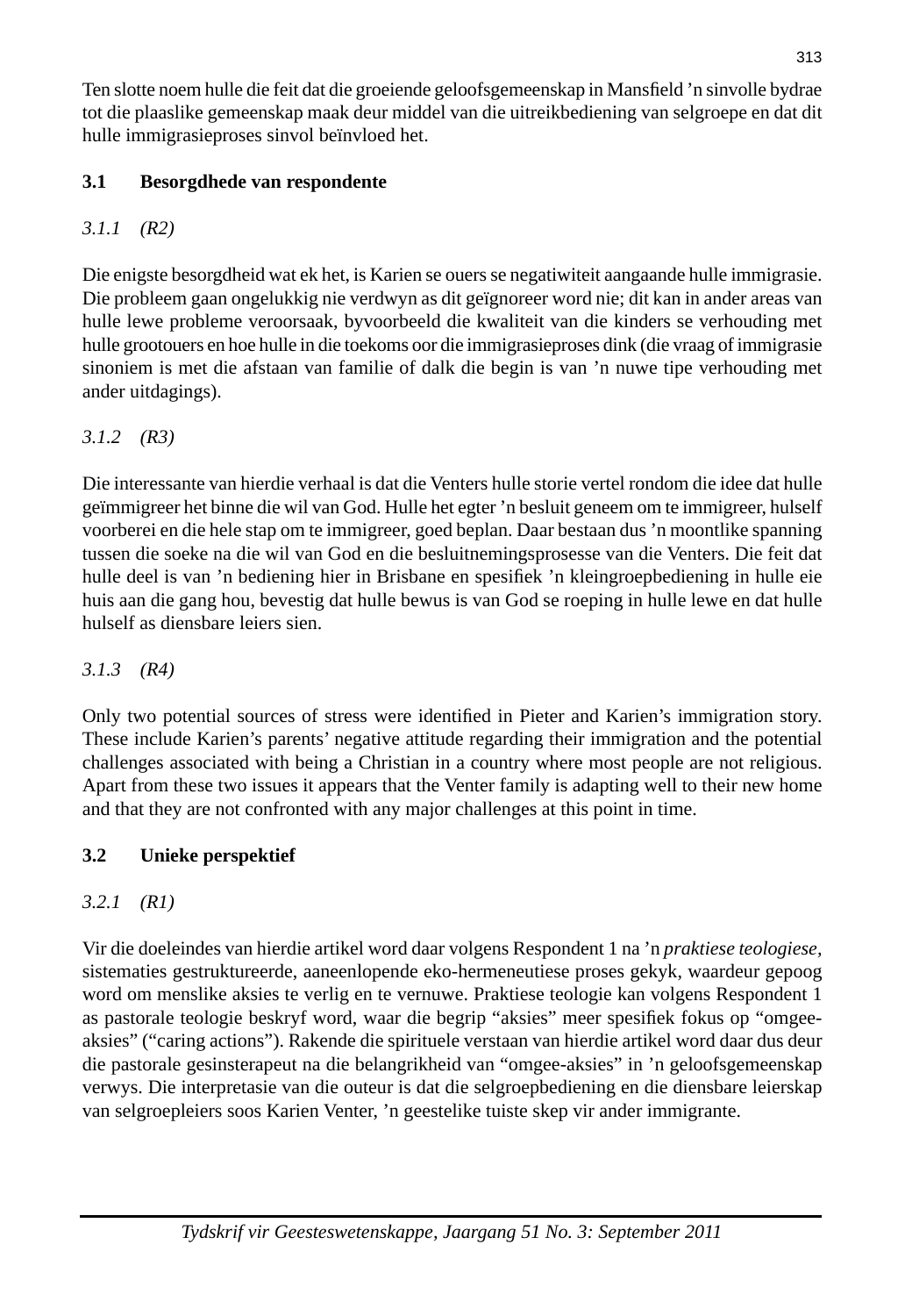Ten slotte noem hulle die feit dat die groeiende geloofsgemeenskap in Mansfield ’n sinvolle bydrae tot die plaaslike gemeenskap maak deur middel van die uitreikbediening van selgroepe en dat dit hulle immigrasieproses sinvol beïnvloed het.

## 3.1 Besorgdhede van respondente

### *3.1.1 (R2)*

Die enigste besorgdheid wat ek het, is Karien se ouers se negatiwiteit aangaande hulle immigrasie. Die probleem gaan ongelukkig nie verdwyn as dit geïgnoreer word nie; dit kan in ander areas van hulle lewe probleme veroorsaak, byvoorbeeld die kwaliteit van die kinders se verhouding met hulle grootouers en hoe hulle in die toekoms oor die immigrasieproses dink (die vraag of immigrasie sinoniem is met die afstaan van familie of dalk die begin is van ’n nuwe tipe verhouding met ander uitdagings).

### *3.1.2 (R3)*

Die interessante van hierdie verhaal is dat die Venters hulle storie vertel rondom die idee dat hulle geïmmigreer het binne die wil van God. Hulle het egter ’n besluit geneem om te immigreer, hulself voorberei en die hele stap om te immigreer, goed beplan. Daar bestaan dus ’n moontlike spanning tussen die soeke na die wil van God en die besluitnemingsprosesse van die Venters. Die feit dat hulle deel is van ’n bediening hier in Brisbane en spesifiek ’n kleingroepbediening in hulle eie huis aan die gang hou, bevestig dat hulle bewus is van God se roeping in hulle lewe en dat hulle hulself as diensbare leiers sien.

### *3.1.3 (R4)*

Only two potential sources of stress were identified in Pieter and Karien’s immigration story. These include Karien’s parents’ negative attitude regarding their immigration and the potential challenges associated with being a Christian in a country where most people are not religious. Apart from these two issues it appears that the Venter family is adapting well to their new home and that they are not confronted with any major challenges at this point in time.

## 3.2 Unieke perspektief

### *3.2.1 (R1)*

Vir die doeleindes van hierdie artikel word daar volgens Respondent 1 na ’n *praktiese teologiese,* sistematies gestruktureerde, aaneenlopende eko-hermeneutiese proses gekyk, waardeur gepoog word om menslike aksies te verlig en te vernuwe. Praktiese teologie kan volgens Respondent 1 as pastorale teologie beskryf word, waar die begrip “aksies” meer spesifiek fokus op “omgee-aksies” (“caring actions”). Rakende die spirituele verstaan van hierdie artikel word daar dus deur die pastorale gesinsterapeut na die belangrikheid van “omgee-aksies” in ’n geloofsgemeenskap verwys. Die interpretasie van die outeur is dat die selgroepbediening en die diensbare leierskap van selgroepleiers soos Karien Venter, ’n geestelike tuiste skep vir ander immigrante.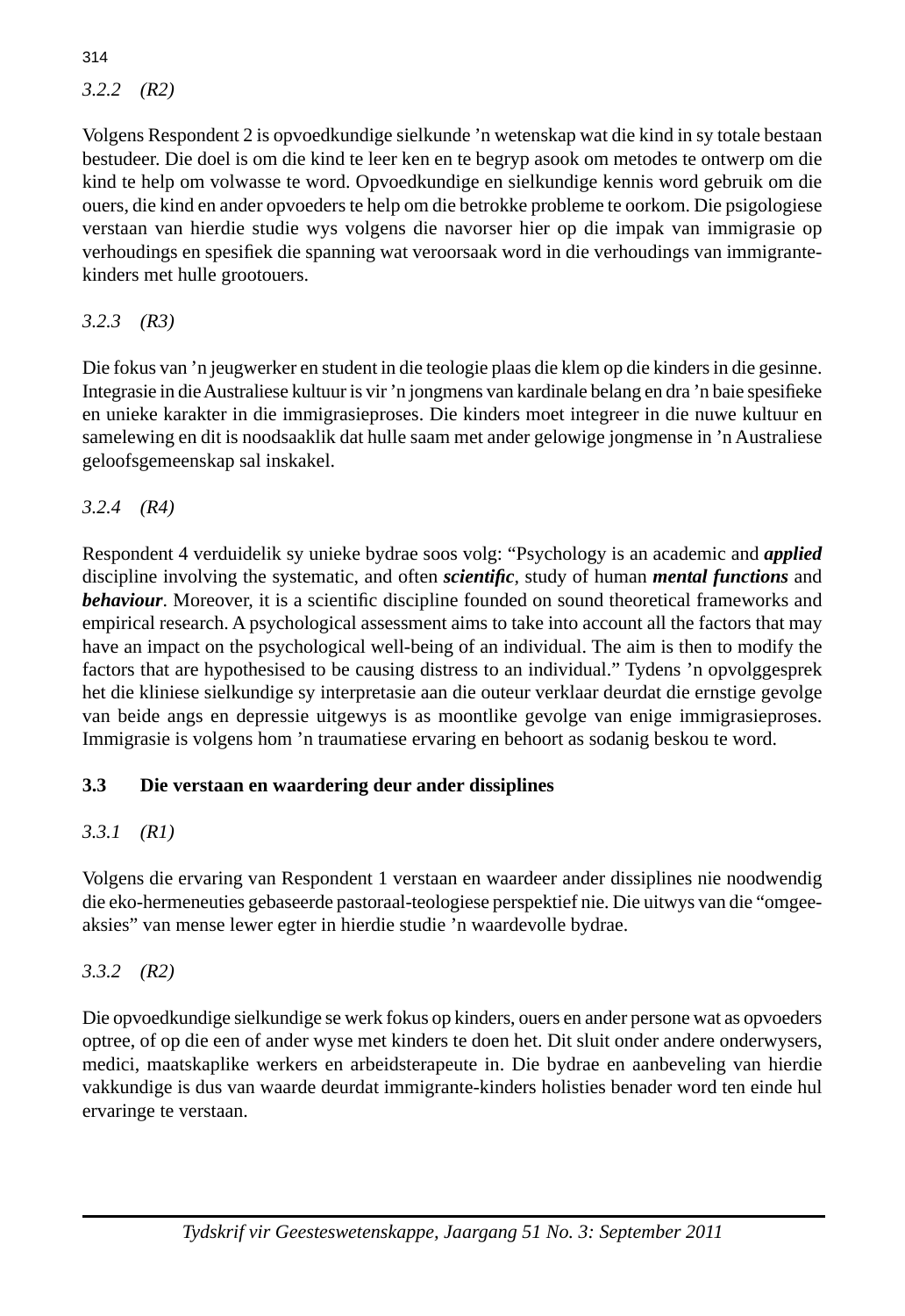*3.2.2 (R2)*

Volgens Respondent 2 is opvoedkundige sielkunde 'n wetenskap wat die kind in sy totale bestaan bestudeer. Die doel is om die kind te leer ken en te begryp asook om metodes te ontwerp om die kind te help om volwasse te word. Opvoedkundige en sielkundige kennis word gebruik om die ouers, die kind en ander opvoeders te help om die betrokke probleme te oorkom. Die psigologiese verstaan van hierdie studie wys volgens die navorser hier op die impak van immigrasie op verhoudings en spesifiek die spanning wat veroorsaak word in die verhoudings van immigrante-kinders met hulle grootouers.

*3.2.3 (R3)*

Die fokus van 'n jeugwerker en student in die teologie plaas die klem op die kinders in die gesinne. Integrasie in die Australiese kultuur is vir 'n jongmens van kardinale belang en dra 'n baie spesifieke en unieke karakter in die immigrasieproses. Die kinders moet integreer in die nuwe kultuur en samelewing en dit is noodsaaklik dat hulle saam met ander gelowige jongmense in 'n Australiese geloofsgemeenskap sal inskakel.

*3.2.4 (R4)*

Respondent 4 verduidelik sy unieke bydrae soos volg: "Psychology is an academic and ***applied*** discipline involving the systematic, and often ***scientific***, study of human ***mental functions*** and ***behaviour***. Moreover, it is a scientific discipline founded on sound theoretical frameworks and empirical research. A psychological assessment aims to take into account all the factors that may have an impact on the psychological well-being of an individual. The aim is then to modify the factors that are hypothesised to be causing distress to an individual." Tydens 'n opvolggesprek het die kliniese sielkundige sy interpretasie aan die outeur verklaar deurdat die ernstige gevolge van beide angs en depressie uitgewys is as moontlike gevolge van enige immigrasieproses. Immigrasie is volgens hom 'n traumatiese ervaring en behoort as sodanig beskou te word.

### 3.3 Die verstaan en waardering deur ander dissiplines

*3.3.1 (R1)*

Volgens die ervaring van Respondent 1 verstaan en waardeer ander dissiplines nie noodwendig die eko-hermeneuties gebaseerde pastoraal-teologiese perspektief nie. Die uitwys van die "omgee-aksies" van mense lewer egter in hierdie studie 'n waardevolle bydrae.

*3.3.2 (R2)*

Die opvoedkundige sielkundige se werk fokus op kinders, ouers en ander persone wat as opvoeders optree, of op die een of ander wyse met kinders te doen het. Dit sluit onder andere onderwysers, medici, maatskaplike werkers en arbeidsterapeute in. Die bydrae en aanbeveling van hierdie vakkundige is dus van waarde deurdat immigrante-kinders holisties benader word ten einde hul ervaringe te verstaan.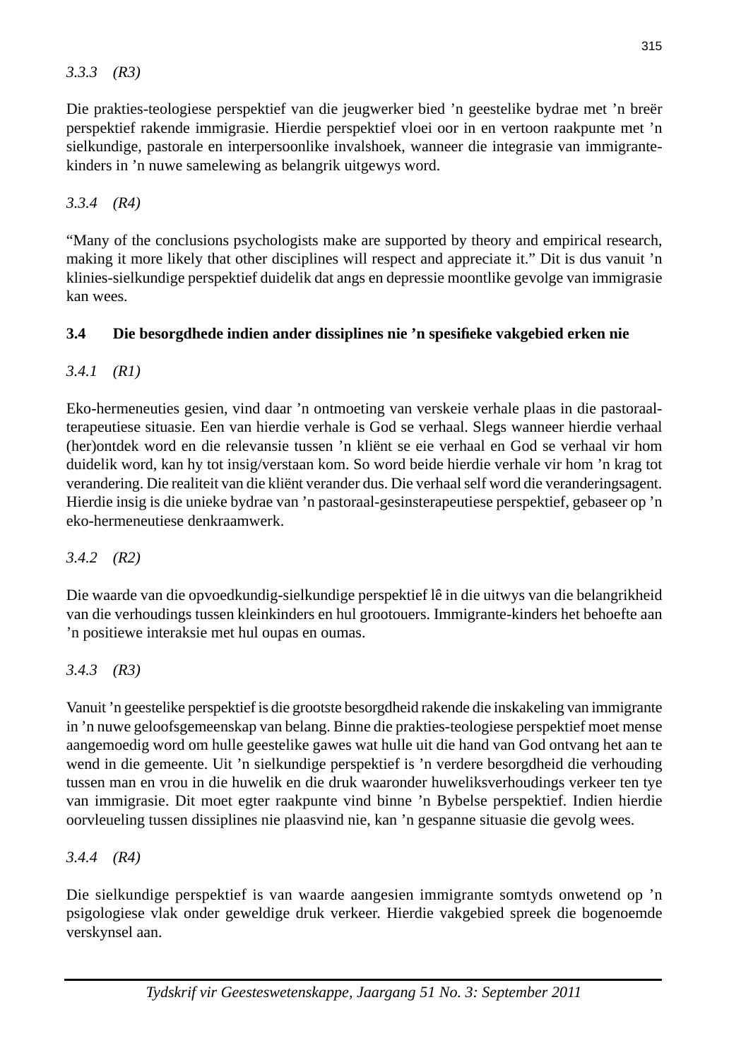*3.3.3 (R3)*

Die prakties-teologiese perspektief van die jeugwerker bied ’n geestelike bydrae met ’n breër perspektief rakende immigrasie. Hierdie perspektief vloei oor in en vertoon raakpunte met ’n sielkundige, pastorale en interpersoonlike invalshoek, wanneer die integrasie van immigrante-kinders in ’n nuwe samelewing as belangrik uitgewys word.

*3.3.4 (R4)*

“Many of the conclusions psychologists make are supported by theory and empirical research, making it more likely that other disciplines will respect and appreciate it.” Dit is dus vanuit ’n klinies-sielkundige perspektief duidelik dat angs en depressie moontlike gevolge van immigrasie kan wees.

### 3.4 Die besorgdhede indien ander dissiplines nie ’n spesifieke vakgebied erken nie

*3.4.1 (R1)*

Eko-hermeneuties gesien, vind daar ’n ontmoeting van verskeie verhale plaas in die pastoraal-terapeutiese situasie. Een van hierdie verhale is God se verhaal. Slegs wanneer hierdie verhaal (her)ontdek word en die relevansie tussen ’n kliënt se eie verhaal en God se verhaal vir hom duidelik word, kan hy tot insig/verstaan kom. So word beide hierdie verhale vir hom ’n krag tot verandering. Die realiteit van die kliënt verander dus. Die verhaal self word die veranderingsagent. Hierdie insig is die unieke bydrae van ’n pastoraal-gesinsterapeutiese perspektief, gebaseer op ’n eko-hermeneutiese denkraamwerk.

*3.4.2 (R2)*

Die waarde van die opvoedkundig-sielkundige perspektief lê in die uitwys van die belangrikheid van die verhoudings tussen kleinkinders en hul grootouers. Immigrante-kinders het behoefte aan ’n positiewe interaksie met hul oupas en oumas.

*3.4.3 (R3)*

Vanuit ’n geestelike perspektief is die grootste besorgdheid rakende die inskakeling van immigrante in ’n nuwe geloofsgemeenskap van belang. Binne die prakties-teologiese perspektief moet mense aangemoedig word om hulle geestelike gawes wat hulle uit die hand van God ontvang het aan te wend in die gemeente. Uit ’n sielkundige perspektief is ’n verdere besorgdheid die verhouding tussen man en vrou in die huwelik en die druk waaronder huweliksverhoudings verkeer ten tye van immigrasie. Dit moet egter raakpunte vind binne ’n Bybelse perspektief. Indien hierdie oorvleueling tussen dissiplines nie plaasvind nie, kan ’n gespanne situasie die gevolg wees.

*3.4.4 (R4)*

Die sielkundige perspektief is van waarde aangesien immigrante somtyds onwetend op ’n psigologiese vlak onder geweldige druk verkeer. Hierdie vakgebied spreek die bogenoemde verskynsel aan.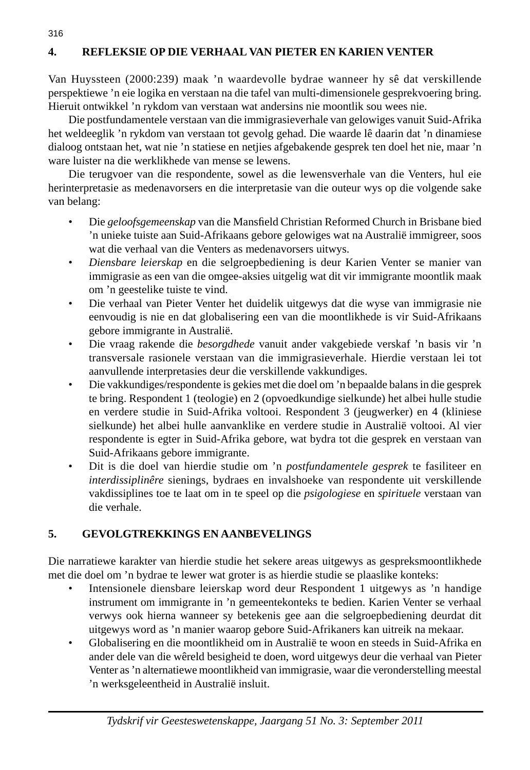## 4. REFLEKSIE OP DIE VERHAAL VAN PIETER EN KARIEN VENTER

Van Huyssteen (2000:239) maak ’n waardevolle bydrae wanneer hy sê dat verskillende perspektiewe ’n eie logika en verstaan na die tafel van multi-dimensionele gesprekvoering bring. Hieruit ontwikkel ’n rykdom van verstaan wat andersins nie moontlik sou wees nie.

Die postfundamentele verstaan van die immigrasieverhale van gelowiges vanuit Suid-Afrika het weldeeglik ’n rykdom van verstaan tot gevolg gehad. Die waarde lê daarin dat ’n dinamiese dialoog ontstaan het, wat nie ’n statiese en netjies afgebakende gesprek ten doel het nie, maar ’n ware luister na die werklikhede van mense se lewens.

Die terugvoer van die respondente, sowel as die lewensverhale van die Venters, hul eie herinterpretasie as medenavorsers en die interpretasie van die outeur wys op die volgende sake van belang:

- Die *geloofsgemeenskap* van die Mansfield Christian Reformed Church in Brisbane bied ’n unieke tuiste aan Suid-Afrikaans gebore gelowiges wat na Australië immigreer, soos wat die verhaal van die Venters as medenavorsers uitwys.
- *Diensbare leierskap* en die selgroepbediening is deur Karien Venter se manier van immigrasie as een van die omgee-aksies uitgelig wat dit vir immigrante moontlik maak om ’n geestelike tuiste te vind.
- Die verhaal van Pieter Venter het duidelik uitgewys dat die wyse van immigrasie nie eenvoudig is nie en dat globalisering een van die moontlikhede is vir Suid-Afrikaans gebore immigrante in Australië.
- Die vraag rakende die *besorgdhede* vanuit ander vakgebiede verskaf ’n basis vir ’n transversale rasionele verstaan van die immigrasieverhale. Hierdie verstaan lei tot aanvullende interpretasies deur die verskillende vakkundiges.
- Die vakkundiges/respondente is gekies met die doel om ’n bepaalde balans in die gesprek te bring. Respondent 1 (teologie) en 2 (opvoedkundige sielkunde) het albei hulle studie en verdere studie in Suid-Afrika voltooi. Respondent 3 (jeugwerker) en 4 (kliniese sielkunde) het albei hulle aanvanklike en verdere studie in Australië voltooi. Al vier respondente is egter in Suid-Afrika gebore, wat bydra tot die gesprek en verstaan van Suid-Afrikaans gebore immigrante.
- Dit is die doel van hierdie studie om ’n *postfundamentele gesprek* te fasiliteer en *interdissiplinêre* sienings, bydraes en invalshoeke van respondente uit verskillende vakdissiplines toe te laat om in te speel op die *psigologiese* en *spirituele* verstaan van die verhale.

## 5. GEVOLGTREKKINGS EN AANBEVELINGS

Die narratiewe karakter van hierdie studie het sekere areas uitgewys as gespreksmoontlikhede met die doel om ’n bydrae te lewer wat groter is as hierdie studie se plaaslike konteks:

- Intensionele diensbare leierskap word deur Respondent 1 uitgewys as ’n handige instrument om immigrante in ’n gemeentekonteks te bedien. Karien Venter se verhaal verwys ook hierna wanneer sy betekenis gee aan die selgroepbediening deurdat dit uitgewys word as ’n manier waarop gebore Suid-Afrikaners kan uitreik na mekaar.
- Globalisering en die moontlikheid om in Australië te woon en steeds in Suid-Afrika en ander dele van die wêreld besigheid te doen, word uitgewys deur die verhaal van Pieter Venter as ’n alternatiewe moontlikheid van immigrasie, waar die veronderstelling meestal ’n werksgeleentheid in Australië insluit.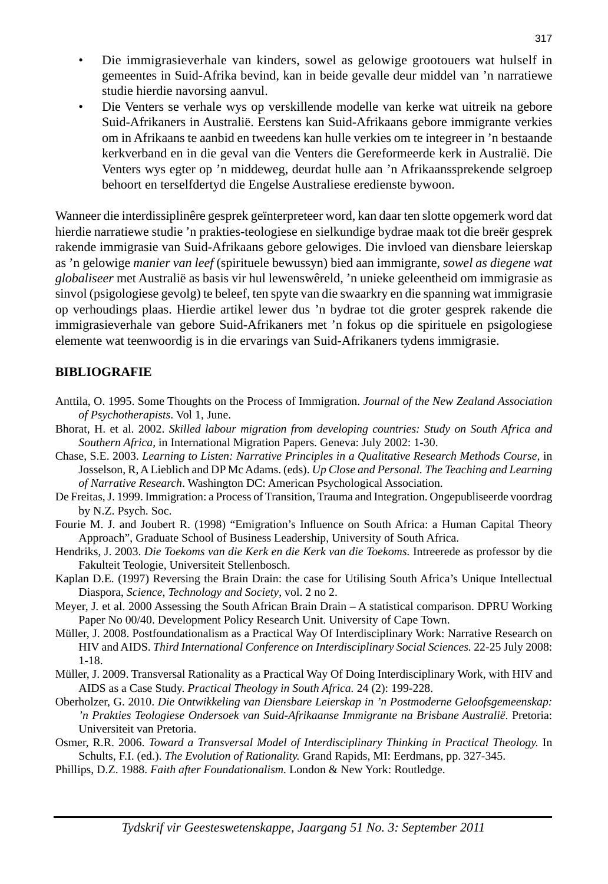- Die immigrasieverhale van kinders, sowel as gelowige grootouers wat hulself in gemeentes in Suid-Afrika bevind, kan in beide gevalle deur middel van 'n narratiewe studie hierdie navorsing aanvul.
- Die Venters se verhale wys op verskillende modelle van kerke wat uitreik na gebore Suid-Afrikaners in Australië. Eerstens kan Suid-Afrikaans gebore immigrante verkies om in Afrikaans te aanbid en tweedens kan hulle verkies om te integreer in 'n bestaande kerkverband en in die geval van die Venters die Gereformeerde kerk in Australië. Die Venters wys egter op 'n middeweg, deurdat hulle aan 'n Afrikaanssprekende selgroep behoort en terselfdertyd die Engelse Australiese eredienste bywoon.

Wanneer die interdissiplinêre gesprek geïnterpreteer word, kan daar ten slotte opgemerk word dat hierdie narratiewe studie 'n prakties-teologiese en sielkundige bydrae maak tot die breër gesprek rakende immigrasie van Suid-Afrikaans gebore gelowiges. Die invloed van diensbare leierskap as 'n gelowige *manier van leef* (spirituele bewussyn) bied aan immigrante, *sowel as diegene wat globaliseer* met Australië as basis vir hul lewenswêreld, 'n unieke geleentheid om immigrasie as sinvol (psigologiese gevolg) te beleef, ten spyte van die swaarkry en die spanning wat immigrasie op verhoudings plaas. Hierdie artikel lewer dus 'n bydrae tot die groter gesprek rakende die immigrasieverhale van gebore Suid-Afrikaners met 'n fokus op die spirituele en psigologiese elemente wat teenwoordig is in die ervarings van Suid-Afrikaners tydens immigrasie.

## BIBLIOGRAFIE

Anttila, O. 1995. Some Thoughts on the Process of Immigration. *Journal of the New Zealand Association of Psychotherapists*. Vol 1, June.

Bhorat, H. et al. 2002. *Skilled labour migration from developing countries: Study on South Africa and Southern Africa,* in International Migration Papers. Geneva: July 2002: 1-30.

Chase, S.E. 2003. *Learning to Listen: Narrative Principles in a Qualitative Research Methods Course,* in Josselson, R, A Lieblich and DP Mc Adams. (eds). *Up Close and Personal. The Teaching and Learning of Narrative Research*. Washington DC: American Psychological Association.

De Freitas, J. 1999. Immigration: a Process of Transition, Trauma and Integration. Ongepubliseerde voordrag by N.Z. Psych. Soc.

Fourie M. J. and Joubert R. (1998) "Emigration's Influence on South Africa: a Human Capital Theory Approach", Graduate School of Business Leadership, University of South Africa.

Hendriks, J. 2003. *Die Toekoms van die Kerk en die Kerk van die Toekoms.* Intreerede as professor by die Fakulteit Teologie, Universiteit Stellenbosch.

Kaplan D.E. (1997) Reversing the Brain Drain: the case for Utilising South Africa's Unique Intellectual Diaspora, *Science, Technology and Society*, vol. 2 no 2.

Meyer, J. et al. 2000 Assessing the South African Brain Drain – A statistical comparison. DPRU Working Paper No 00/40. Development Policy Research Unit. University of Cape Town.

Müller, J. 2008. Postfoundationalism as a Practical Way Of Interdisciplinary Work: Narrative Research on HIV and AIDS. *Third International Conference on Interdisciplinary Social Sciences.* 22-25 July 2008: 1-18.

Müller, J. 2009. Transversal Rationality as a Practical Way Of Doing Interdisciplinary Work, with HIV and AIDS as a Case Study. *Practical Theology in South Africa.* 24 (2): 199-228.

Oberholzer, G. 2010. *Die Ontwikkeling van Diensbare Leierskap in 'n Postmoderne Geloofsgemeenskap: 'n Prakties Teologiese Ondersoek van Suid-Afrikaanse Immigrante na Brisbane Australië.* Pretoria: Universiteit van Pretoria.

Osmer, R.R. 2006. *Toward a Transversal Model of Interdisciplinary Thinking in Practical Theology.* In Schults, F.I. (ed.). *The Evolution of Rationality.* Grand Rapids, MI: Eerdmans, pp. 327-345.

Phillips, D.Z. 1988. *Faith after Foundationalism.* London & New York: Routledge.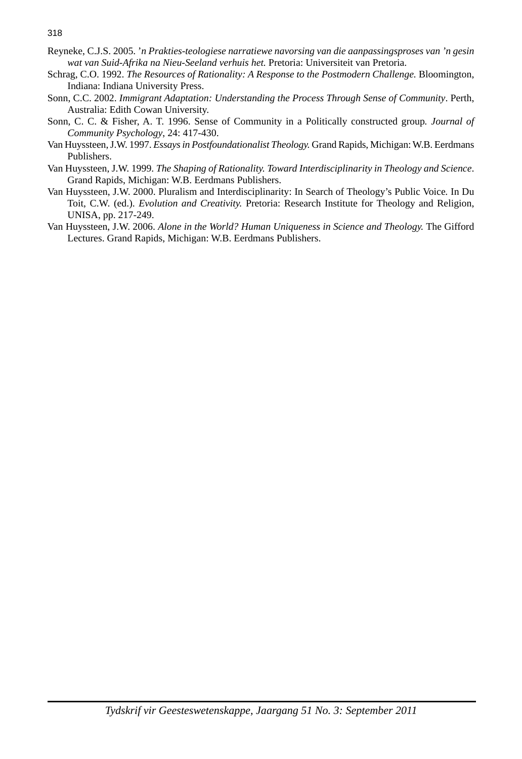Reyneke, C.J.S. 2005. *'n Prakties-teologiese narratiewe navorsing van die aanpassingsproses van 'n gesin wat van Suid-Afrika na Nieu-Seeland verhuis het.* Pretoria: Universiteit van Pretoria.

Schrag, C.O. 1992. *The Resources of Rationality: A Response to the Postmodern Challenge.* Bloomington, Indiana: Indiana University Press.

Sonn, C.C. 2002. *Immigrant Adaptation: Understanding the Process Through Sense of Community*. Perth, Australia: Edith Cowan University.

Sonn, C. C. & Fisher, A. T. 1996. Sense of Community in a Politically constructed group. *Journal of Community Psychology*, 24: 417-430.

Van Huyssteen, J.W. 1997. *Essays in Postfoundationalist Theology.* Grand Rapids, Michigan: W.B. Eerdmans Publishers.

Van Huyssteen, J.W. 1999. *The Shaping of Rationality. Toward Interdisciplinarity in Theology and Science*. Grand Rapids, Michigan: W.B. Eerdmans Publishers.

Van Huyssteen, J.W. 2000. Pluralism and Interdisciplinarity: In Search of Theology's Public Voice. In Du Toit, C.W. (ed.). *Evolution and Creativity.* Pretoria: Research Institute for Theology and Religion, UNISA, pp. 217-249.

Van Huyssteen, J.W. 2006. *Alone in the World? Human Uniqueness in Science and Theology.* The Gifford Lectures. Grand Rapids, Michigan: W.B. Eerdmans Publishers.